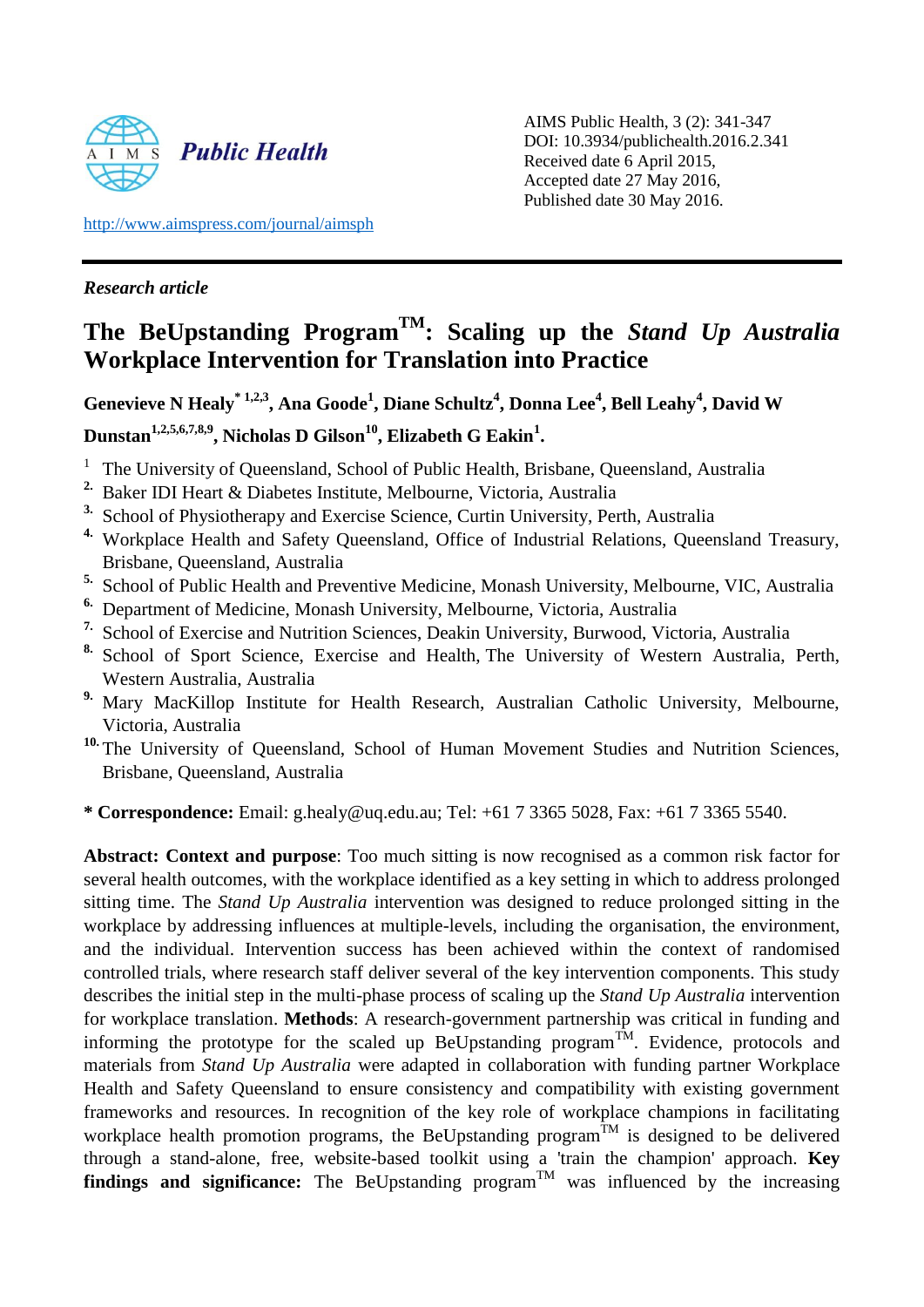AIMS Public Health, 3 (2): 341-347
DOI: 10.3934/publichealth.2016.2.341
Received date 6 April 2015,
Accepted date 27 May 2016,
Published date 30 May 2016.

http://www.aimspress.com/journal/aimsph

***Research article***

# The BeUpstanding Program™: Scaling up the *Stand Up Australia* Workplace Intervention for Translation into Practice

**Genevieve N Healy[*] [1,2,3], Ana Goode[1], Diane Schultz[4], Donna Lee[4], Bell Leahy[4], David W Dunstan[1,2,5,6,7,8,9], Nicholas D Gilson[10], Elizabeth G Eakin[1].**

1. The University of Queensland, School of Public Health, Brisbane, Queensland, Australia
2. Baker IDI Heart & Diabetes Institute, Melbourne, Victoria, Australia
3. School of Physiotherapy and Exercise Science, Curtin University, Perth, Australia
4. Workplace Health and Safety Queensland, Office of Industrial Relations, Queensland Treasury, Brisbane, Queensland, Australia
5. School of Public Health and Preventive Medicine, Monash University, Melbourne, VIC, Australia
6. Department of Medicine, Monash University, Melbourne, Victoria, Australia
7. School of Exercise and Nutrition Sciences, Deakin University, Burwood, Victoria, Australia
8. School of Sport Science, Exercise and Health, The University of Western Australia, Perth, Western Australia, Australia
9. Mary MacKillop Institute for Health Research, Australian Catholic University, Melbourne, Victoria, Australia
10. The University of Queensland, School of Human Movement Studies and Nutrition Sciences, Brisbane, Queensland, Australia

**\* Correspondence:** Email: g.healy@uq.edu.au; Tel: +61 7 3365 5028, Fax: +61 7 3365 5540.

**Abstract: Context and purpose**: Too much sitting is now recognised as a common risk factor for several health outcomes, with the workplace identified as a key setting in which to address prolonged sitting time. The *Stand Up Australia* intervention was designed to reduce prolonged sitting in the workplace by addressing influences at multiple-levels, including the organisation, the environment, and the individual. Intervention success has been achieved within the context of randomised controlled trials, where research staff deliver several of the key intervention components. This study describes the initial step in the multi-phase process of scaling up the *Stand Up Australia* intervention for workplace translation. **Methods**: A research-government partnership was critical in funding and informing the prototype for the scaled up BeUpstanding program™. Evidence, protocols and materials from *Stand Up Australia* were adapted in collaboration with funding partner Workplace Health and Safety Queensland to ensure consistency and compatibility with existing government frameworks and resources. In recognition of the key role of workplace champions in facilitating workplace health promotion programs, the BeUpstanding program™ is designed to be delivered through a stand-alone, free, website-based toolkit using a 'train the champion' approach. **Key findings and significance:** The BeUpstanding program™ was influenced by the increasing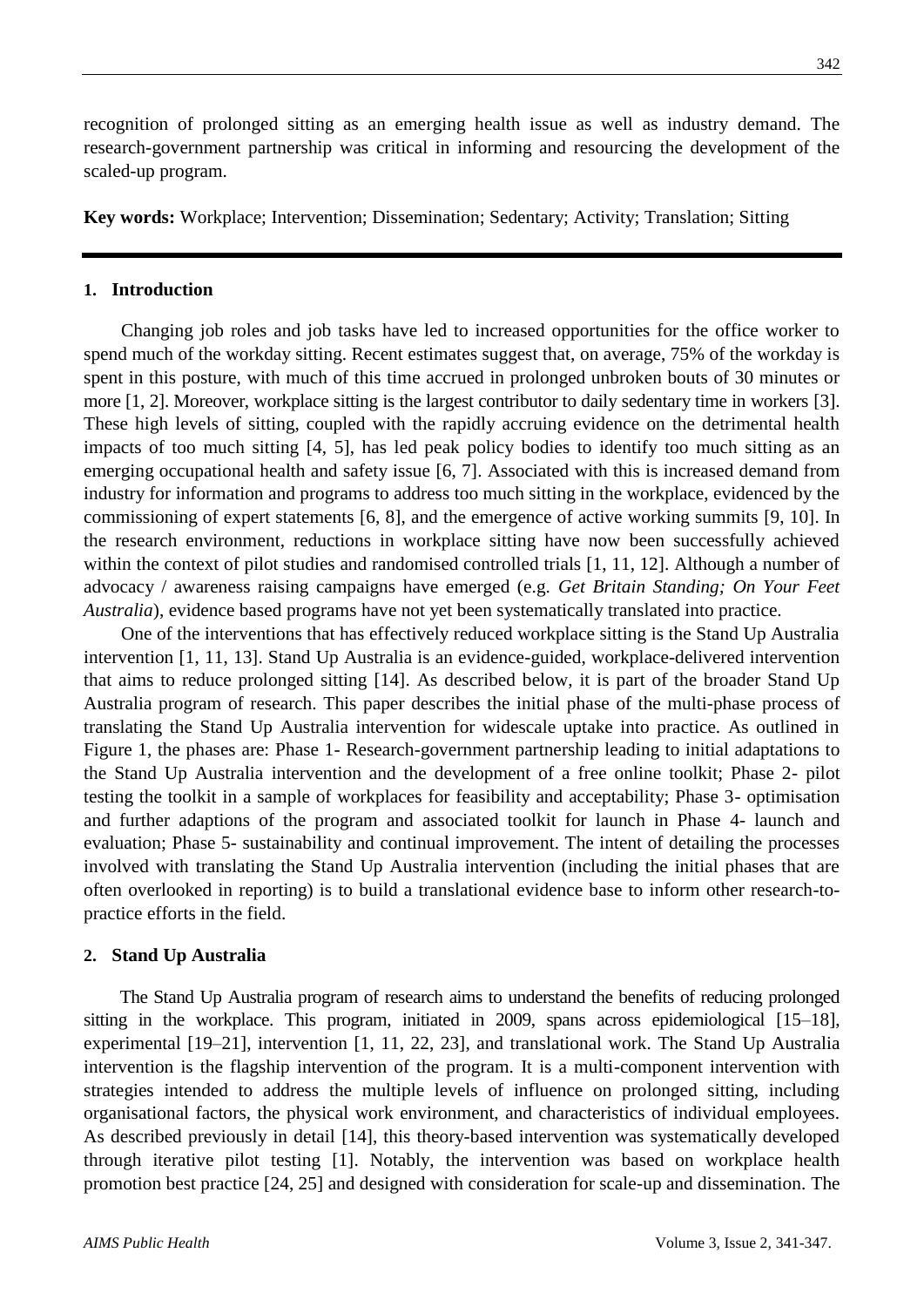recognition of prolonged sitting as an emerging health issue as well as industry demand. The research-government partnership was critical in informing and resourcing the development of the scaled-up program.

**Key words:** Workplace; Intervention; Dissemination; Sedentary; Activity; Translation; Sitting

## 1. Introduction

Changing job roles and job tasks have led to increased opportunities for the office worker to spend much of the workday sitting. Recent estimates suggest that, on average, 75% of the workday is spent in this posture, with much of this time accrued in prolonged unbroken bouts of 30 minutes or more [1, 2]. Moreover, workplace sitting is the largest contributor to daily sedentary time in workers [3]. These high levels of sitting, coupled with the rapidly accruing evidence on the detrimental health impacts of too much sitting [4, 5], has led peak policy bodies to identify too much sitting as an emerging occupational health and safety issue [6, 7]. Associated with this is increased demand from industry for information and programs to address too much sitting in the workplace, evidenced by the commissioning of expert statements [6, 8], and the emergence of active working summits [9, 10]. In the research environment, reductions in workplace sitting have now been successfully achieved within the context of pilot studies and randomised controlled trials [1, 11, 12]. Although a number of advocacy / awareness raising campaigns have emerged (e.g. *Get Britain Standing; On Your Feet Australia*), evidence based programs have not yet been systematically translated into practice.

One of the interventions that has effectively reduced workplace sitting is the Stand Up Australia intervention [1, 11, 13]. Stand Up Australia is an evidence-guided, workplace-delivered intervention that aims to reduce prolonged sitting [14]. As described below, it is part of the broader Stand Up Australia program of research. This paper describes the initial phase of the multi-phase process of translating the Stand Up Australia intervention for widescale uptake into practice. As outlined in Figure 1, the phases are: Phase 1- Research-government partnership leading to initial adaptations to the Stand Up Australia intervention and the development of a free online toolkit; Phase 2- pilot testing the toolkit in a sample of workplaces for feasibility and acceptability; Phase 3- optimisation and further adaptions of the program and associated toolkit for launch in Phase 4- launch and evaluation; Phase 5- sustainability and continual improvement. The intent of detailing the processes involved with translating the Stand Up Australia intervention (including the initial phases that are often overlooked in reporting) is to build a translational evidence base to inform other research-to-practice efforts in the field.

## 2. Stand Up Australia

The Stand Up Australia program of research aims to understand the benefits of reducing prolonged sitting in the workplace. This program, initiated in 2009, spans across epidemiological [15–18], experimental [19–21], intervention [1, 11, 22, 23], and translational work. The Stand Up Australia intervention is the flagship intervention of the program. It is a multi-component intervention with strategies intended to address the multiple levels of influence on prolonged sitting, including organisational factors, the physical work environment, and characteristics of individual employees. As described previously in detail [14], this theory-based intervention was systematically developed through iterative pilot testing [1]. Notably, the intervention was based on workplace health promotion best practice [24, 25] and designed with consideration for scale-up and dissemination. The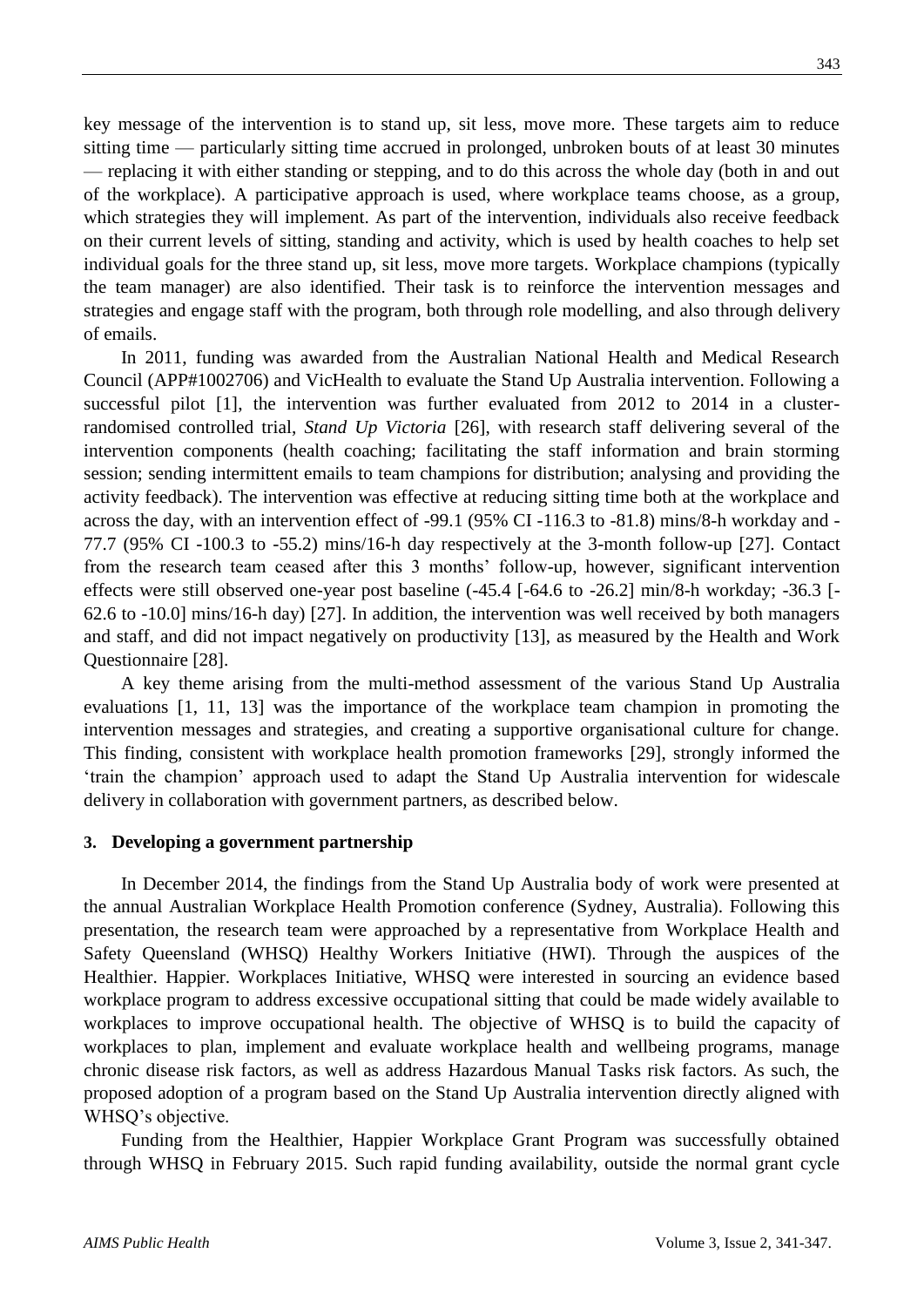key message of the intervention is to stand up, sit less, move more. These targets aim to reduce sitting time — particularly sitting time accrued in prolonged, unbroken bouts of at least 30 minutes — replacing it with either standing or stepping, and to do this across the whole day (both in and out of the workplace). A participative approach is used, where workplace teams choose, as a group, which strategies they will implement. As part of the intervention, individuals also receive feedback on their current levels of sitting, standing and activity, which is used by health coaches to help set individual goals for the three stand up, sit less, move more targets. Workplace champions (typically the team manager) are also identified. Their task is to reinforce the intervention messages and strategies and engage staff with the program, both through role modelling, and also through delivery of emails.

In 2011, funding was awarded from the Australian National Health and Medical Research Council (APP#1002706) and VicHealth to evaluate the Stand Up Australia intervention. Following a successful pilot [1], the intervention was further evaluated from 2012 to 2014 in a cluster-randomised controlled trial, *Stand Up Victoria* [26], with research staff delivering several of the intervention components (health coaching; facilitating the staff information and brain storming session; sending intermittent emails to team champions for distribution; analysing and providing the activity feedback). The intervention was effective at reducing sitting time both at the workplace and across the day, with an intervention effect of -99.1 (95% CI -116.3 to -81.8) mins/8-h workday and -77.7 (95% CI -100.3 to -55.2) mins/16-h day respectively at the 3-month follow-up [27]. Contact from the research team ceased after this 3 months' follow-up, however, significant intervention effects were still observed one-year post baseline (-45.4 [-64.6 to -26.2] min/8-h workday; -36.3 [-62.6 to -10.0] mins/16-h day) [27]. In addition, the intervention was well received by both managers and staff, and did not impact negatively on productivity [13], as measured by the Health and Work Questionnaire [28].

A key theme arising from the multi-method assessment of the various Stand Up Australia evaluations [1, 11, 13] was the importance of the workplace team champion in promoting the intervention messages and strategies, and creating a supportive organisational culture for change. This finding, consistent with workplace health promotion frameworks [29], strongly informed the 'train the champion' approach used to adapt the Stand Up Australia intervention for widescale delivery in collaboration with government partners, as described below.

## 3. Developing a government partnership

In December 2014, the findings from the Stand Up Australia body of work were presented at the annual Australian Workplace Health Promotion conference (Sydney, Australia). Following this presentation, the research team were approached by a representative from Workplace Health and Safety Queensland (WHSQ) Healthy Workers Initiative (HWI). Through the auspices of the Healthier. Happier. Workplaces Initiative, WHSQ were interested in sourcing an evidence based workplace program to address excessive occupational sitting that could be made widely available to workplaces to improve occupational health. The objective of WHSQ is to build the capacity of workplaces to plan, implement and evaluate workplace health and wellbeing programs, manage chronic disease risk factors, as well as address Hazardous Manual Tasks risk factors. As such, the proposed adoption of a program based on the Stand Up Australia intervention directly aligned with WHSQ's objective.

Funding from the Healthier, Happier Workplace Grant Program was successfully obtained through WHSQ in February 2015. Such rapid funding availability, outside the normal grant cycle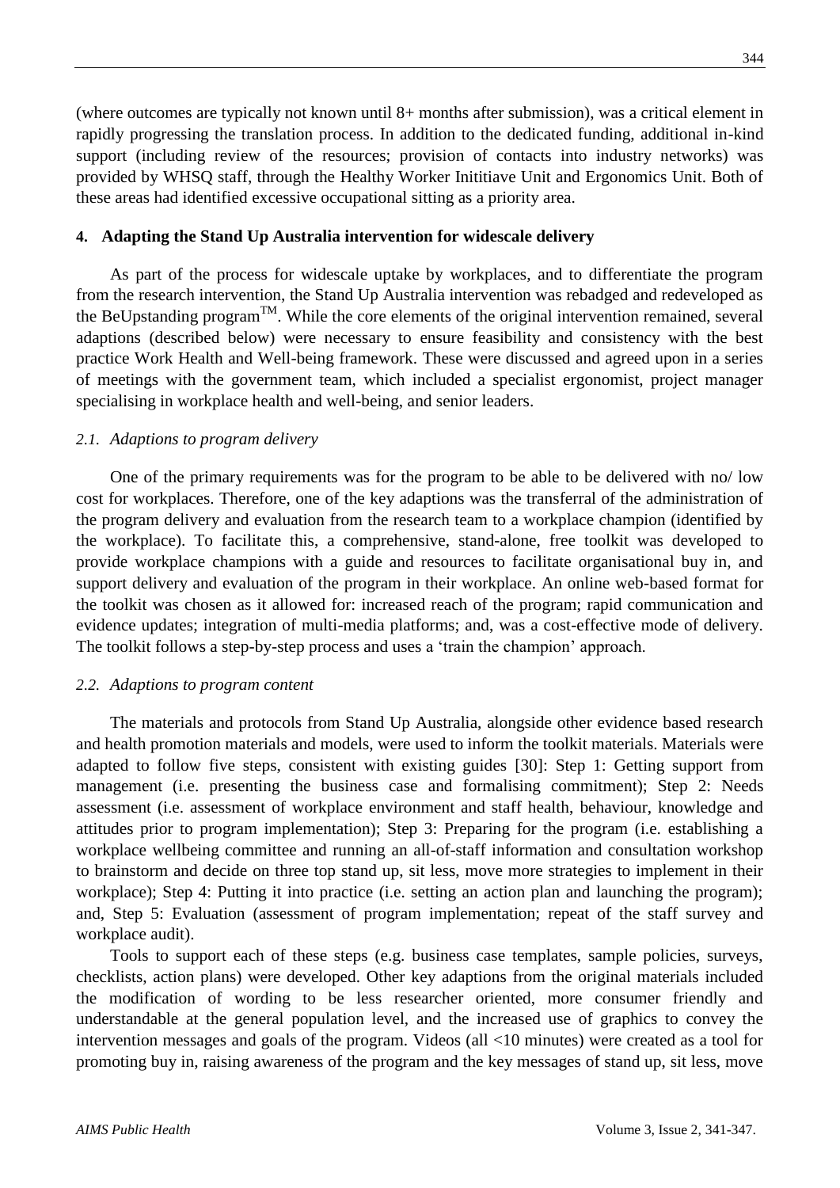(where outcomes are typically not known until 8+ months after submission), was a critical element in rapidly progressing the translation process. In addition to the dedicated funding, additional in-kind support (including review of the resources; provision of contacts into industry networks) was provided by WHSQ staff, through the Healthy Worker Inititiave Unit and Ergonomics Unit. Both of these areas had identified excessive occupational sitting as a priority area.

## 4. Adapting the Stand Up Australia intervention for widescale delivery

As part of the process for widescale uptake by workplaces, and to differentiate the program from the research intervention, the Stand Up Australia intervention was rebadged and redeveloped as the BeUpstanding program™. While the core elements of the original intervention remained, several adaptions (described below) were necessary to ensure feasibility and consistency with the best practice Work Health and Well-being framework. These were discussed and agreed upon in a series of meetings with the government team, which included a specialist ergonomist, project manager specialising in workplace health and well-being, and senior leaders.

### *2.1. Adaptions to program delivery*

One of the primary requirements was for the program to be able to be delivered with no/ low cost for workplaces. Therefore, one of the key adaptions was the transferral of the administration of the program delivery and evaluation from the research team to a workplace champion (identified by the workplace). To facilitate this, a comprehensive, stand-alone, free toolkit was developed to provide workplace champions with a guide and resources to facilitate organisational buy in, and support delivery and evaluation of the program in their workplace. An online web-based format for the toolkit was chosen as it allowed for: increased reach of the program; rapid communication and evidence updates; integration of multi-media platforms; and, was a cost-effective mode of delivery. The toolkit follows a step-by-step process and uses a 'train the champion' approach.

### *2.2. Adaptions to program content*

The materials and protocols from Stand Up Australia, alongside other evidence based research and health promotion materials and models, were used to inform the toolkit materials. Materials were adapted to follow five steps, consistent with existing guides [30]: Step 1: Getting support from management (i.e. presenting the business case and formalising commitment); Step 2: Needs assessment (i.e. assessment of workplace environment and staff health, behaviour, knowledge and attitudes prior to program implementation); Step 3: Preparing for the program (i.e. establishing a workplace wellbeing committee and running an all-of-staff information and consultation workshop to brainstorm and decide on three top stand up, sit less, move more strategies to implement in their workplace); Step 4: Putting it into practice (i.e. setting an action plan and launching the program); and, Step 5: Evaluation (assessment of program implementation; repeat of the staff survey and workplace audit).

Tools to support each of these steps (e.g. business case templates, sample policies, surveys, checklists, action plans) were developed. Other key adaptions from the original materials included the modification of wording to be less researcher oriented, more consumer friendly and understandable at the general population level, and the increased use of graphics to convey the intervention messages and goals of the program. Videos (all <10 minutes) were created as a tool for promoting buy in, raising awareness of the program and the key messages of stand up, sit less, move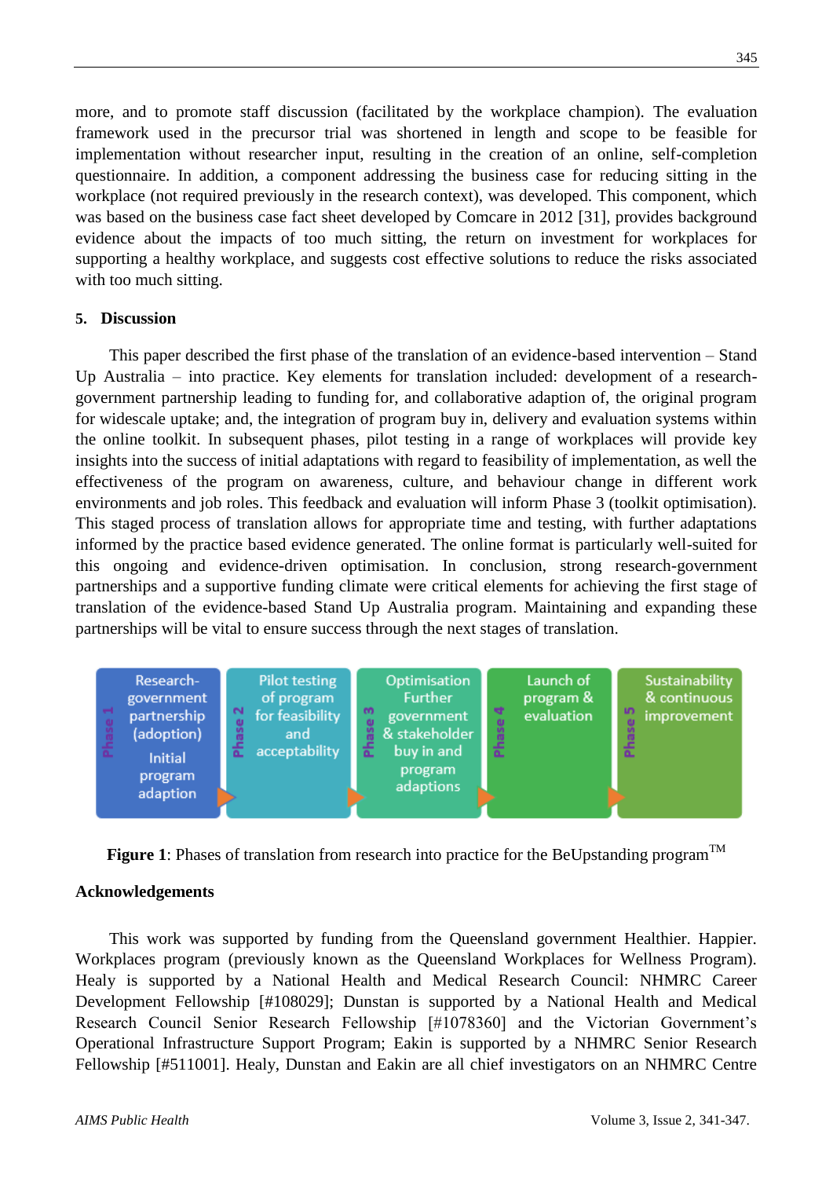more, and to promote staff discussion (facilitated by the workplace champion). The evaluation framework used in the precursor trial was shortened in length and scope to be feasible for implementation without researcher input, resulting in the creation of an online, self-completion questionnaire. In addition, a component addressing the business case for reducing sitting in the workplace (not required previously in the research context), was developed. This component, which was based on the business case fact sheet developed by Comcare in 2012 [31], provides background evidence about the impacts of too much sitting, the return on investment for workplaces for supporting a healthy workplace, and suggests cost effective solutions to reduce the risks associated with too much sitting.

## 5. Discussion

This paper described the first phase of the translation of an evidence-based intervention – Stand Up Australia – into practice. Key elements for translation included: development of a research-government partnership leading to funding for, and collaborative adaption of, the original program for widescale uptake; and, the integration of program buy in, delivery and evaluation systems within the online toolkit. In subsequent phases, pilot testing in a range of workplaces will provide key insights into the success of initial adaptations with regard to feasibility of implementation, as well the effectiveness of the program on awareness, culture, and behaviour change in different work environments and job roles. This feedback and evaluation will inform Phase 3 (toolkit optimisation). This staged process of translation allows for appropriate time and testing, with further adaptations informed by the practice based evidence generated. The online format is particularly well-suited for this ongoing and evidence-driven optimisation. In conclusion, strong research-government partnerships and a supportive funding climate were critical elements for achieving the first stage of translation of the evidence-based Stand Up Australia program. Maintaining and expanding these partnerships will be vital to ensure success through the next stages of translation.

| Phase 1 | Phase 2 | Phase 3 | Phase 4 | Phase 5 |
|---|---|---|---|---|
| Research-government partnership (adoption) Initial program adaption | Pilot testing of program for feasibility and acceptability | Optimisation Further government & stakeholder buy in and program adaptions | Launch of program & evaluation | Sustainability & continuous improvement |

**Figure 1**: Phases of translation from research into practice for the BeUpstanding program™

## Acknowledgements

This work was supported by funding from the Queensland government Healthier. Happier. Workplaces program (previously known as the Queensland Workplaces for Wellness Program). Healy is supported by a National Health and Medical Research Council: NHMRC Career Development Fellowship [#108029]; Dunstan is supported by a National Health and Medical Research Council Senior Research Fellowship [#1078360] and the Victorian Government's Operational Infrastructure Support Program; Eakin is supported by a NHMRC Senior Research Fellowship [#511001]. Healy, Dunstan and Eakin are all chief investigators on an NHMRC Centre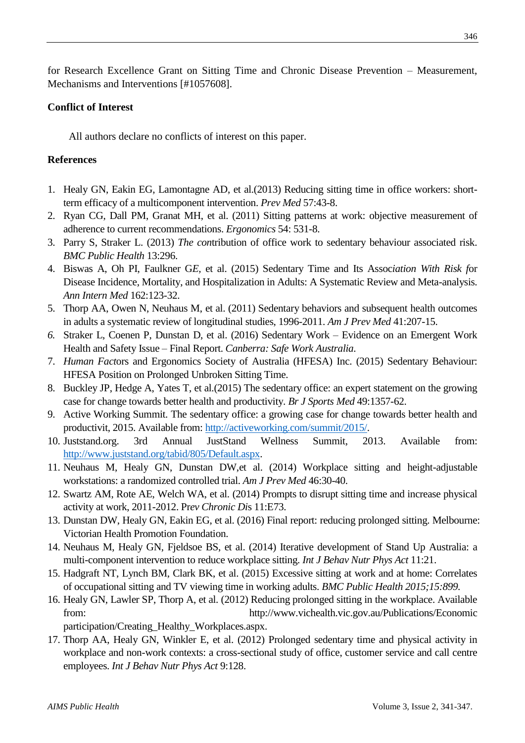for Research Excellence Grant on Sitting Time and Chronic Disease Prevention – Measurement, Mechanisms and Interventions [#1057608].

**Conflict of Interest**

All authors declare no conflicts of interest on this paper.

**References**

1. Healy GN, Eakin EG, Lamontagne AD, et al.(2013) Reducing sitting time in office workers: short-term efficacy of a multicomponent intervention. *Prev Med* 57:43-8.
2. Ryan CG, Dall PM, Granat MH, et al. (2011) Sitting patterns at work: objective measurement of adherence to current recommendations. *Ergonomics* 54: 531-8.
3. Parry S, Straker L. (2013) *The con*tribution of office work to sedentary behaviour associated risk. *BMC Public Health* 13:296.
4. Biswas A, Oh PI, Faulkner G*E*, et al. (2015) Sedentary Time and Its Assoc*iation With Risk f*or Disease Incidence, Mortality, and Hospitalization in Adults: A Systematic Review and Meta-analysis. *Ann Intern Med* 162:123-32.
5. Thorp AA, Owen N, Neuhaus M, et al. (2011) Sedentary behaviors and subsequent health outcomes in adults a systematic review of longitudinal studies, 1996-2011. *Am J Prev Med* 41:207-15.
6. Straker L, Coenen P, Dunstan D, et al. (2016) Sedentary Work – Evidence on an Emergent Work Health and Safety Issue – Final Report. *Canberra: Safe Work Australia*.
7. *Human Fact*ors and Ergonomics Society of Australia (HFESA) Inc. (2015) Sedentary Behaviour: HFESA Position on Prolonged Unbroken Sitting Time.
8. Buckley JP, Hedge A, Yates T, et al.(2015) The sedentary office: an expert statement on the growing case for change towards better health and productivity. *Br J Sports Med* 49:1357-62.
9. Active Working Summit. The sedentary office: a growing case for change towards better health and productivit, 2015. Available from: http://activeworking.com/summit/2015/.
10. Juststand.org. 3rd Annual JustStand Wellness Summit, 2013. Available from: http://www.juststand.org/tabid/805/Default.aspx.
11. Neuhaus M, Healy GN, Dunstan DW,et al. (2014) Workplace sitting and height-adjustable workstations: a randomized controlled trial. *Am J Prev Med* 46:30-40.
12. Swartz AM, Rote AE, Welch WA, et al. (2014) Prompts to disrupt sitting time and increase physical activity at work, 2011-2012. Pr*ev Chronic Di*s 11:E73.
13. Dunstan DW, Healy GN, Eakin EG, et al. (2016) Final report: reducing prolonged sitting. Melbourne: Victorian Health Promotion Foundation.
14. Neuhaus M, Healy GN, Fjeldsoe BS, et al. (2014) Iterative development of Stand Up Australia: a multi-component intervention to reduce workplace sitting. *Int J Behav Nutr Phys Act* 11:21.
15. Hadgraft NT, Lynch BM, Clark BK, et al. (2015) Excessive sitting at work and at home: Correlates of occupational sitting and TV viewing time in working adults. *BMC Public Health 2015;15:899.*
16. Healy GN, Lawler SP, Thorp A, et al. (2012) Reducing prolonged sitting in the workplace. Available from: http://www.vichealth.vic.gov.au/Publications/Economic participation/Creating_Healthy_Workplaces.aspx.
17. Thorp AA, Healy GN, Winkler E, et al. (2012) Prolonged sedentary time and physical activity in workplace and non-work contexts: a cross-sectional study of office, customer service and call centre employees. *Int J Behav Nutr Phys Act* 9:128.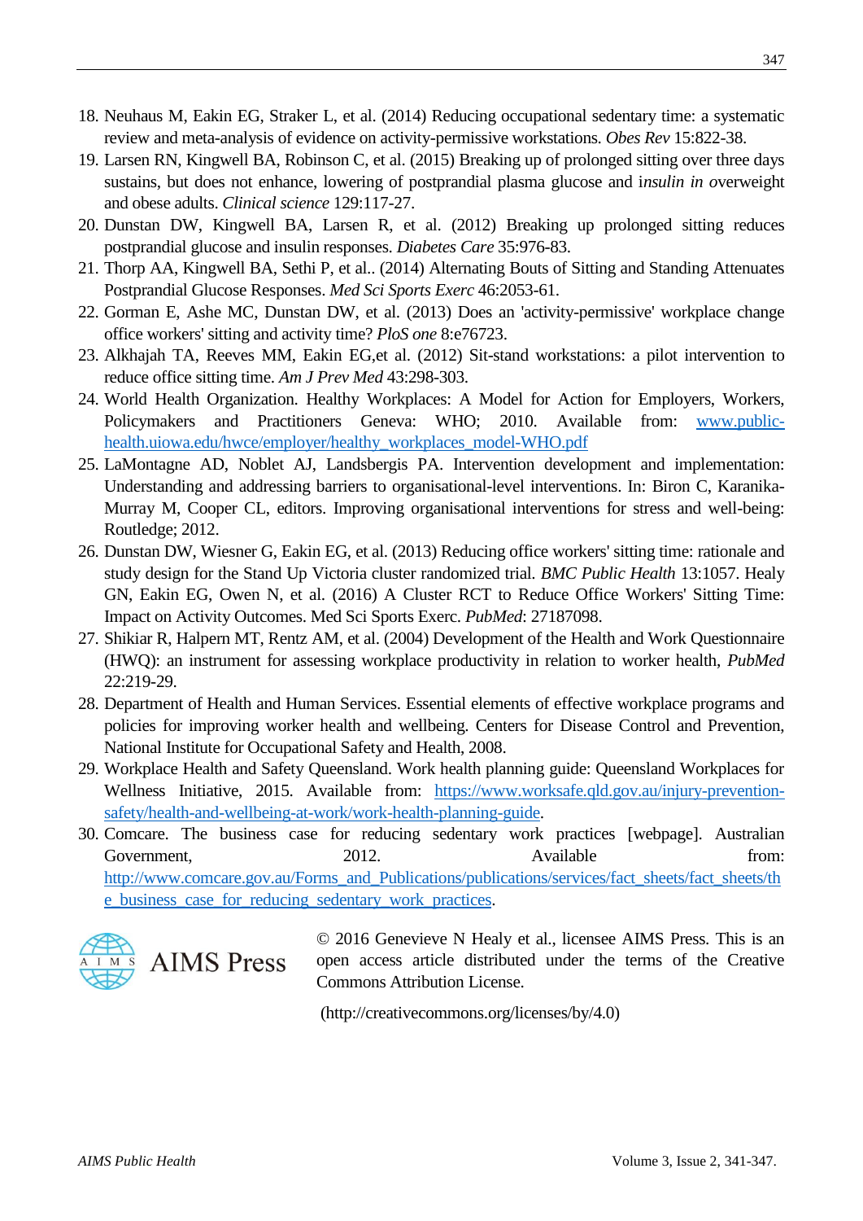18. Neuhaus M, Eakin EG, Straker L, et al. (2014) Reducing occupational sedentary time: a systematic review and meta-analysis of evidence on activity-permissive workstations. *Obes Rev* 15:822-38.
19. Larsen RN, Kingwell BA, Robinson C, et al. (2015) Breaking up of prolonged sitting over three days sustains, but does not enhance, lowering of postprandial plasma glucose and i*nsulin in o*verweight and obese adults. *Clinical science* 129:117-27.
20. Dunstan DW, Kingwell BA, Larsen R, et al. (2012) Breaking up prolonged sitting reduces postprandial glucose and insulin responses. *Diabetes Care* 35:976-83.
21. Thorp AA, Kingwell BA, Sethi P, et al.. (2014) Alternating Bouts of Sitting and Standing Attenuates Postprandial Glucose Responses. *Med Sci Sports Exerc* 46:2053-61.
22. Gorman E, Ashe MC, Dunstan DW, et al. (2013) Does an 'activity-permissive' workplace change office workers' sitting and activity time? *PloS one* 8:e76723.
23. Alkhajah TA, Reeves MM, Eakin EG,et al. (2012) Sit-stand workstations: a pilot intervention to reduce office sitting time. *Am J Prev Med* 43:298-303.
24. World Health Organization. Healthy Workplaces: A Model for Action for Employers, Workers, Policymakers and Practitioners Geneva: WHO; 2010. Available from: www.public-health.uiowa.edu/hwce/employer/healthy_workplaces_model-WHO.pdf
25. LaMontagne AD, Noblet AJ, Landsbergis PA. Intervention development and implementation: Understanding and addressing barriers to organisational-level interventions. In: Biron C, Karanika-Murray M, Cooper CL, editors. Improving organisational interventions for stress and well-being: Routledge; 2012.
26. Dunstan DW, Wiesner G, Eakin EG, et al. (2013) Reducing office workers' sitting time: rationale and study design for the Stand Up Victoria cluster randomized trial. *BMC Public Health* 13:1057. Healy GN, Eakin EG, Owen N, et al. (2016) A Cluster RCT to Reduce Office Workers' Sitting Time: Impact on Activity Outcomes. Med Sci Sports Exerc. *PubMed*: 27187098.
27. Shikiar R, Halpern MT, Rentz AM, et al. (2004) Development of the Health and Work Questionnaire (HWQ): an instrument for assessing workplace productivity in relation to worker health, *PubMed* 22:219-29.
28. Department of Health and Human Services. Essential elements of effective workplace programs and policies for improving worker health and wellbeing. Centers for Disease Control and Prevention, National Institute for Occupational Safety and Health, 2008.
29. Workplace Health and Safety Queensland. Work health planning guide: Queensland Workplaces for Wellness Initiative, 2015. Available from: https://www.worksafe.qld.gov.au/injury-prevention-safety/health-and-wellbeing-at-work/work-health-planning-guide.
30. Comcare. The business case for reducing sedentary work practices [webpage]. Australian Government, 2012. Available from: http://www.comcare.gov.au/Forms_and_Publications/publications/services/fact_sheets/fact_sheets/the_business_case_for_reducing_sedentary_work_practices.

AIMS Press

© 2016 Genevieve N Healy et al., licensee AIMS Press. This is an open access article distributed under the terms of the Creative Commons Attribution License.

(http://creativecommons.org/licenses/by/4.0)